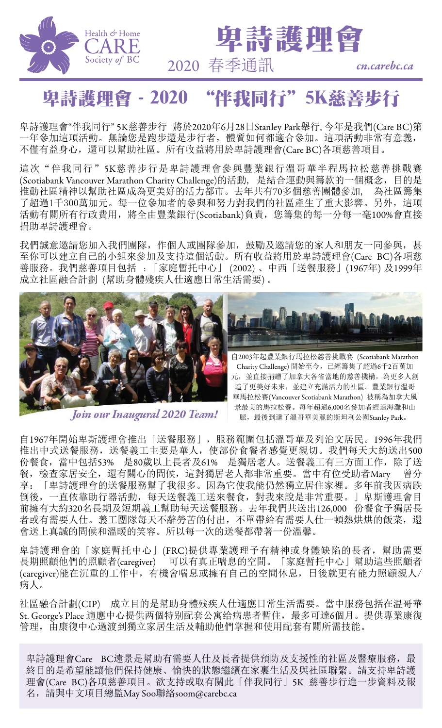Health & Home CARE Society of BC

# 卑詩護理會

2020 春季通訊 *cn.carebc.ca*

## 卑詩護理會 - 2020 "伴我同行"5K慈善步行

卑詩護理會"伴我同行" 5K慈善步行 將於2020年6月28日Stanley Park舉行, 今年是我們(Care BC)第一年參加這項活動。無論您是跑步還是步行者，體質如何都適合參加。這項活動非常有意義，不僅有益身心，還可以幫助社區。所有收益將用於卑詩護理會(Care BC)各項慈善項目。

這次"伴我同行"5K慈善步行是卑詩護理會參與豐業銀行溫哥華半程馬拉松慈善挑戰賽(Scotiabank Vancouver Marathon Charity Challenge)的活動，是結合運動與籌款的一個概念，目的是推動社區精神以幫助社區成為更美好的活力都市。去年共有70多個慈善團體參加，為社區籌集了超過1千300萬加元。每一位參加者的參與和努力對我們的社區產生了重大影響。另外，這項活動有關所有行政費用，將全由豐業銀行(Scotiabank)負責，您籌集的每一分每一毫100%會直接捐助卑詩護理會。

我們誠意邀請您加入我們團隊，作個人或團隊參加，鼓勵及邀請您的家人和朋友一同參與，甚至你可以建立自己的小組來參加及支持這個活動。所有收益將用於卑詩護理會(Care BC)各項慈善服務。我們慈善項目包括 ：「家庭暫托中心」(2002)、中西「送餐服務」(1967年) 及1999年成立社區融合計劃 (幫助身體殘疾人仕適應日常生活需要)。

*Join our Inaugural 2020 Team!*

自2003年起豐業銀行馬拉松慈善挑戰賽 (Scotiabank Marathon Charity Challenge) 開始至今，已經籌集了超過6千2百萬加元，並直接捐贈了加拿大各省當地的慈善機構，為更多人創造了更美好未來，並建立充滿活力的社區。豐業銀行溫哥華馬拉松賽(Vancouver Scotiabank Marathon) 被稱為加拿大風景最美的馬拉松賽。每年超過6,000名參加者經過海灘和山脈，最後到達了溫哥華美麗的斯坦利公園Stanley Park。

自1967年開始卑斯護理會推出「送餐服務」，服務範圍包括溫哥華及列治文居民。1996年我們推出中式送餐服務，送餐義工主要是華人，使部份食餐者感覺更親切。我們每天大約送出500份餐食，當中包括53% 是80歲以上長者及61% 是獨居老人。送餐義工有三方面工作，除了送餐，檢查家居安全，還有關心的問候，這對獨居老人都非常重要。當中有位受助者Mary 曾分享：「卑詩護理會的送餐服務幫了我很多。因為它使我能仍然獨立居住家裡。多年前我因病跌倒後，一直依靠助行器活動，每天送餐義工送來餐食，對我來說是非常重要。」卑斯護理會目前擁有大約320名長期及短期義工幫助每天送餐服務。去年我們共送出126,000 份餐食予獨居長者或有需要人仕。義工團隊每天不辭勞苦的付出，不單帶給有需要人仕一頓熱烘烘的飯菜，還會送上真誠的問候和溫暖的笑容。所以每一次的送餐都帶著一份溫馨。

卑詩護理會的「家庭暫托中心」(FRC)提供專業護理予有精神或身體缺陷的長者，幫助需要長期照顧他們的照顧者(caregiver) 可以有真正喘息的空間。「家庭暫托中心」幫助這些照顧者(caregiver)能在沉重的工作中，有機會喘息或擁有自己的空間休息，日後就更有能力照顧親人/病人。

社區融合計劃(CIP) 成立目的是幫助身體殘疾人仕適應日常生活需要。當中服務包括在溫哥華St. George's Place 適應中心提供兩個特別配套公寓給病患者暫住，最多可達6個月。提供專業康復管理，由康復中心過渡到獨立家居生活及輔助他們掌握和使用配套有關所需技能。

卑詩護理會Care BC遠景是幫助有需要人仕及長者提供預防及支援性的社區及醫療服務，最終目的是希望能讓他們保持健康、愉快的狀態繼續在家裏生活及與社區聯繫。請支持卑詩護理會(Care BC)各項慈善項目。欲支持或取有關此「伴我同行」5K 慈善步行進一步資料及報名，請與中文項目總監May Soo聯絡soom@carebc.ca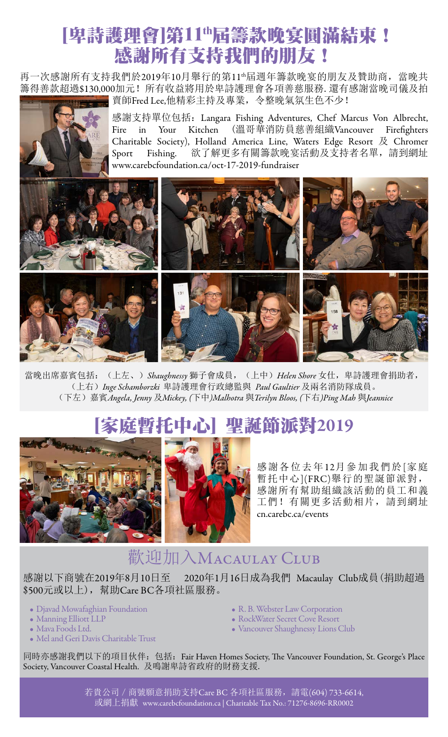# [卑詩護理會]第11th屆籌款晚宴圓滿結束！感謝所有支持我們的朋友！

再一次感謝所有支持我們於2019年10月舉行的第11th屆週年籌款晚宴的朋友及贊助商，當晚共籌得善款超過$130,000加元！所有收益將用於卑詩護理會各項善慈服務. 還有感謝當晚司儀及拍賣師Fred Lee,他精彩主持及專業，令整晚氣氛生色不少！

感謝支持單位包括：Langara Fishing Adventures, Chef Marcus Von Albrecht, Fire in Your Kitchen （溫哥華消防員慈善組織Vancouver Firefighters Charitable Society), Holland America Line, Waters Edge Resort 及 Chromer Sport Fishing. 欲了解更多有關籌款晚宴活動及支持者名單，請到網址 www.carebcfoundation.ca/oct-17-2019-fundraiser

當晚出席嘉賓包括：（上左、）*Shaughnessy* 獅子會成員，（上中）*Helen Shore* 女仕，卑詩護理會捐助者，（上右）*Inge Schamborzki* 卑詩護理會行政總監與 *Paul Gaultier* 及兩名消防隊成員。（下左）嘉賓*Angela, Jenny* 及*Mickey,* (下中)*Malhotra* 與*Terilyn Bloos,* (下右)*Ping Mah* 與*Jeannice*

# [家庭暫托中心] 聖誕節派對2019

感謝各位去年12月參加我們於[家庭暫托中心](FRC)舉行的聖誕節派對，感謝所有幫助組織該活動的員工和義工們！有關更多活動相片，請到網址 cn.carebc.ca/events

## 歡迎加入Macaulay Club

感謝以下商號在2019年8月10日至 2020年1月16日成為我們 Macaulay Club成員(捐助超過$500元或以上)，幫助Care BC各項社區服務。

- Djavad Mowafaghian Foundation
- Manning Elliott LLP
- Mava Foods Ltd.
- Mel and Geri Davis Charitable Trust
- R. B. Webster Law Corporation
- RockWater Secret Cove Resort
- Vancouver Shaughnessy Lions Club

同時亦感謝我們以下的項目伙伴：包括：Fair Haven Homes Society, The Vancouver Foundation, St. George's Place Society, Vancouver Coastal Health. 及鳴謝卑詩省政府的財務支援.

若貴公司 / 商號願意捐助支持Care BC 各項社區服務，請電(604) 733-6614, 或網上捐獻 www.carebcfoundation.ca | Charitable Tax No.: 71276-8696-RR0002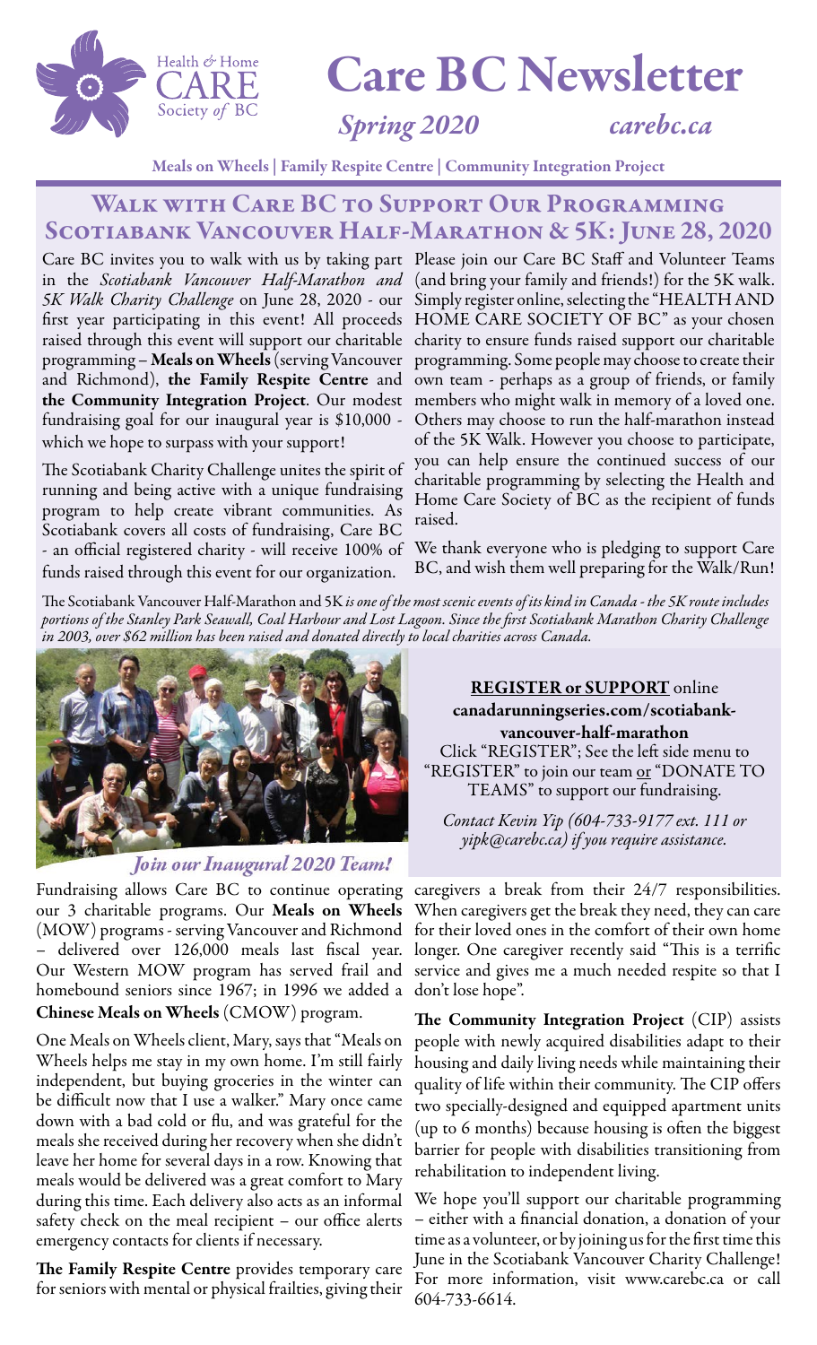# Care BC Newsletter

*Spring 2020* *carebc.ca*

Health & Home CARE Society of BC

Meals on Wheels | Family Respite Centre | Community Integration Project

## Walk with Care BC to Support Our Programming
## Scotiabank Vancouver Half-Marathon & 5K: June 28, 2020

Care BC invites you to walk with us by taking part in the *Scotiabank Vancouver Half-Marathon and 5K Walk Charity Challenge* on June 28, 2020 - our first year participating in this event! All proceeds raised through this event will support our charitable programming – **Meals on Wheels** (serving Vancouver and Richmond), **the Family Respite Centre** and **the Community Integration Project**. Our modest fundraising goal for our inaugural year is $10,000 - which we hope to surpass with your support!

The Scotiabank Charity Challenge unites the spirit of running and being active with a unique fundraising program to help create vibrant communities. As Scotiabank covers all costs of fundraising, Care BC - an official registered charity - will receive 100% of funds raised through this event for our organization.

Please join our Care BC Staff and Volunteer Teams (and bring your family and friends!) for the 5K walk. Simply register online, selecting the "HEALTH AND HOME CARE SOCIETY OF BC" as your chosen charity to ensure funds raised support our charitable programming. Some people may choose to create their own team - perhaps as a group of friends, or family members who might walk in memory of a loved one. Others may choose to run the half-marathon instead of the 5K Walk. However you choose to participate, you can help ensure the continued success of our charitable programming by selecting the Health and Home Care Society of BC as the recipient of funds raised.

We thank everyone who is pledging to support Care BC, and wish them well preparing for the Walk/Run!

The Scotiabank Vancouver Half-Marathon and 5K *is one of the most scenic events of its kind in Canada - the 5K route includes portions of the Stanley Park Seawall, Coal Harbour and Lost Lagoon. Since the first Scotiabank Marathon Charity Challenge in 2003, over $62 million has been raised and donated directly to local charities across Canada.*

*Join our Inaugural 2020 Team!*

**REGISTER or SUPPORT** online
**canadarunningseries.com/scotiabank-vancouver-half-marathon**
Click "REGISTER"; See the left side menu to "REGISTER" to join our team or "DONATE TO TEAMS" to support our fundraising.

*Contact Kevin Yip (604-733-9177 ext. 111 or yipk@carebc.ca) if you require assistance.*

Fundraising allows Care BC to continue operating our 3 charitable programs. Our **Meals on Wheels** (MOW) programs - serving Vancouver and Richmond – delivered over 126,000 meals last fiscal year. Our Western MOW program has served frail and homebound seniors since 1967; in 1996 we added a **Chinese Meals on Wheels** (CMOW) program.

One Meals on Wheels client, Mary, says that "Meals on Wheels helps me stay in my own home. I'm still fairly independent, but buying groceries in the winter can be difficult now that I use a walker." Mary once came down with a bad cold or flu, and was grateful for the meals she received during her recovery when she didn't leave her home for several days in a row. Knowing that meals would be delivered was a great comfort to Mary during this time. Each delivery also acts as an informal safety check on the meal recipient – our office alerts emergency contacts for clients if necessary.

**The Family Respite Centre** provides temporary care for seniors with mental or physical frailties, giving their caregivers a break from their 24/7 responsibilities. When caregivers get the break they need, they can care for their loved ones in the comfort of their own home longer. One caregiver recently said "This is a terrific service and gives me a much needed respite so that I don't lose hope".

**The Community Integration Project** (CIP) assists people with newly acquired disabilities adapt to their housing and daily living needs while maintaining their quality of life within their community. The CIP offers two specially-designed and equipped apartment units (up to 6 months) because housing is often the biggest barrier for people with disabilities transitioning from rehabilitation to independent living.

We hope you'll support our charitable programming – either with a financial donation, a donation of your time as a volunteer, or by joining us for the first time this June in the Scotiabank Vancouver Charity Challenge! For more information, visit www.carebc.ca or call 604-733-6614.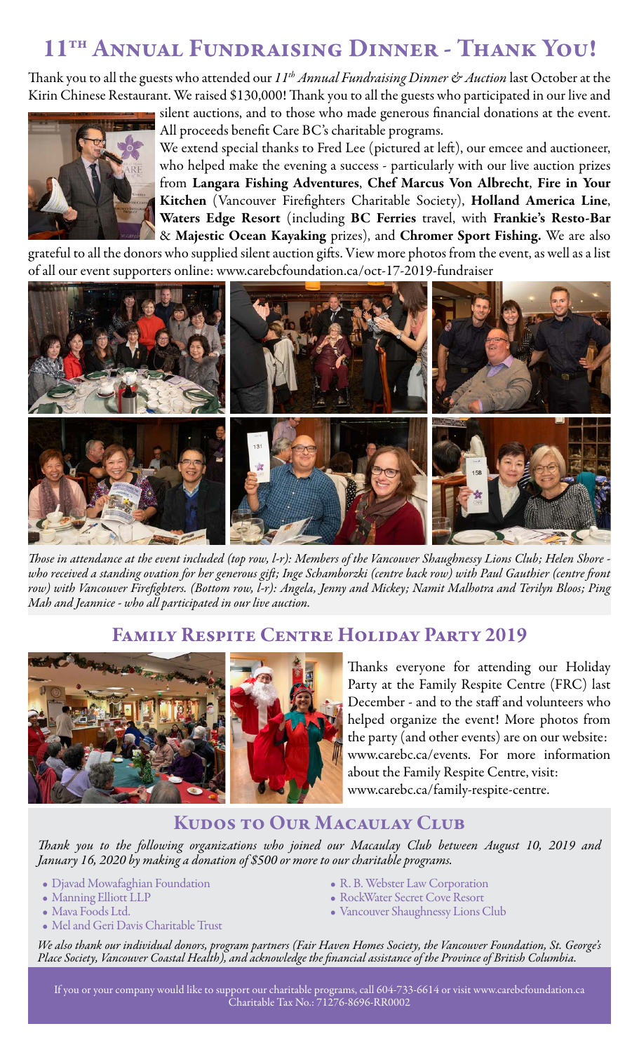# 11th Annual Fundraising Dinner - Thank You!

Thank you to all the guests who attended our *11th Annual Fundraising Dinner & Auction* last October at the Kirin Chinese Restaurant. We raised $130,000! Thank you to all the guests who participated in our live and silent auctions, and to those who made generous financial donations at the event. All proceeds benefit Care BC's charitable programs.

We extend special thanks to Fred Lee (pictured at left), our emcee and auctioneer, who helped make the evening a success - particularly with our live auction prizes from **Langara Fishing Adventures**, **Chef Marcus Von Albrecht**, **Fire in Your Kitchen** (Vancouver Firefighters Charitable Society), **Holland America Line**, **Waters Edge Resort** (including **BC Ferries** travel, with **Frankie's Resto-Bar** & **Majestic Ocean Kayaking** prizes), and **Chromer Sport Fishing.** We are also grateful to all the donors who supplied silent auction gifts. View more photos from the event, as well as a list of all our event supporters online: www.carebcfoundation.ca/oct-17-2019-fundraiser

*Those in attendance at the event included (top row, l-r): Members of the Vancouver Shaughnessy Lions Club; Helen Shore - who received a standing ovation for her generous gift; Inge Schamborzki (centre back row) with Paul Gauthier (centre front row) with Vancouver Firefighters. (Bottom row, l-r): Angela, Jenny and Mickey; Namit Malhotra and Terilyn Bloos; Ping Mah and Jeannice - who all participated in our live auction.*

## Family Respite Centre Holiday Party 2019

Thanks everyone for attending our Holiday Party at the Family Respite Centre (FRC) last December - and to the staff and volunteers who helped organize the event! More photos from the party (and other events) are on our website: www.carebc.ca/events. For more information about the Family Respite Centre, visit: www.carebc.ca/family-respite-centre.

## Kudos to Our Macaulay Club

*Thank you to the following organizations who joined our Macaulay Club between August 10, 2019 and January 16, 2020 by making a donation of $500 or more to our charitable programs.*

- Djavad Mowafaghian Foundation
- Manning Elliott LLP
- Mava Foods Ltd.
- Mel and Geri Davis Charitable Trust
- R. B. Webster Law Corporation
- RockWater Secret Cove Resort
- Vancouver Shaughnessy Lions Club

*We also thank our individual donors, program partners (Fair Haven Homes Society, the Vancouver Foundation, St. George's Place Society, Vancouver Coastal Health), and acknowledge the financial assistance of the Province of British Columbia.*

If you or your company would like to support our charitable programs, call 604-733-6614 or visit www.carebcfoundation.ca
Charitable Tax No.: 71276-8696-RR0002